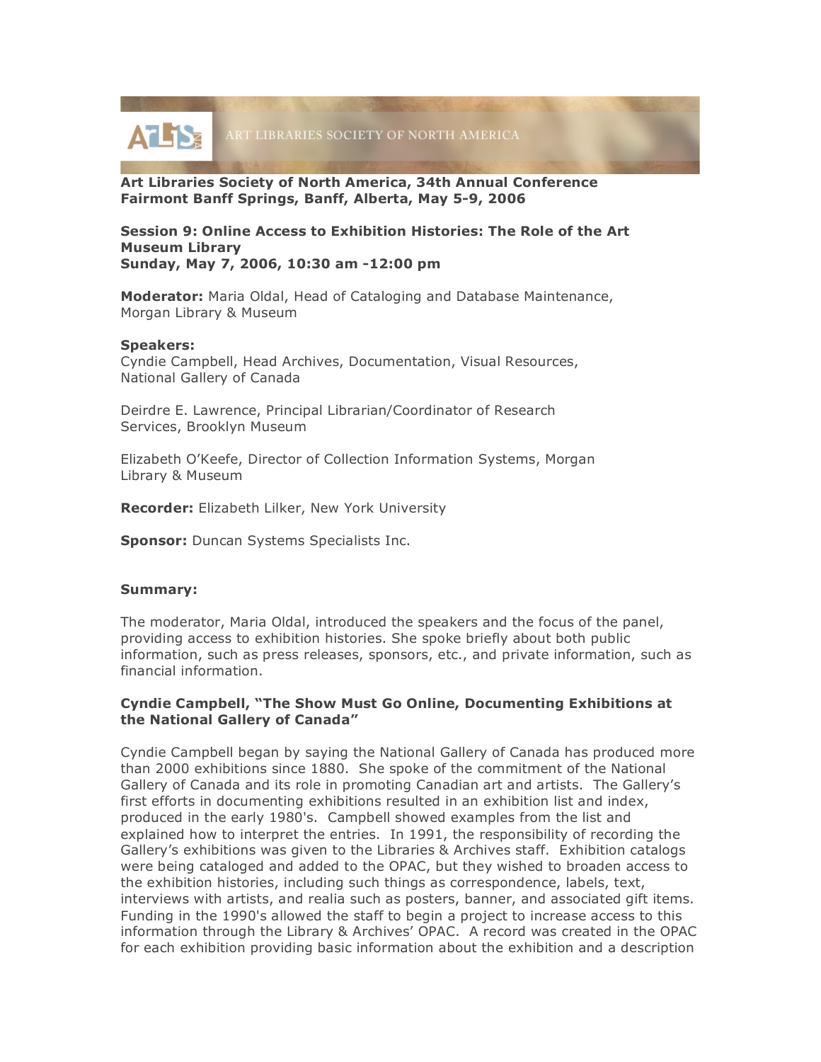ART LIBRARIES SOCIETY OF NORTH AMERICA

**Art Libraries Society of North America, 34th Annual Conference**
**Fairmont Banff Springs, Banff, Alberta, May 5-9, 2006**

**Session 9: Online Access to Exhibition Histories: The Role of the Art Museum Library**
**Sunday, May 7, 2006, 10:30 am -12:00 pm**

**Moderator:** Maria Oldal, Head of Cataloging and Database Maintenance, Morgan Library & Museum

**Speakers:**
Cyndie Campbell, Head Archives, Documentation, Visual Resources, National Gallery of Canada

Deirdre E. Lawrence, Principal Librarian/Coordinator of Research Services, Brooklyn Museum

Elizabeth O'Keefe, Director of Collection Information Systems, Morgan Library & Museum

**Recorder:** Elizabeth Lilker, New York University

**Sponsor:** Duncan Systems Specialists Inc.

**Summary:**

The moderator, Maria Oldal, introduced the speakers and the focus of the panel, providing access to exhibition histories. She spoke briefly about both public information, such as press releases, sponsors, etc., and private information, such as financial information.

**Cyndie Campbell, "The Show Must Go Online, Documenting Exhibitions at the National Gallery of Canada"**

Cyndie Campbell began by saying the National Gallery of Canada has produced more than 2000 exhibitions since 1880. She spoke of the commitment of the National Gallery of Canada and its role in promoting Canadian art and artists. The Gallery's first efforts in documenting exhibitions resulted in an exhibition list and index, produced in the early 1980's. Campbell showed examples from the list and explained how to interpret the entries. In 1991, the responsibility of recording the Gallery's exhibitions was given to the Libraries & Archives staff. Exhibition catalogs were being cataloged and added to the OPAC, but they wished to broaden access to the exhibition histories, including such things as correspondence, labels, text, interviews with artists, and realia such as posters, banner, and associated gift items. Funding in the 1990's allowed the staff to begin a project to increase access to this information through the Library & Archives' OPAC. A record was created in the OPAC for each exhibition providing basic information about the exhibition and a description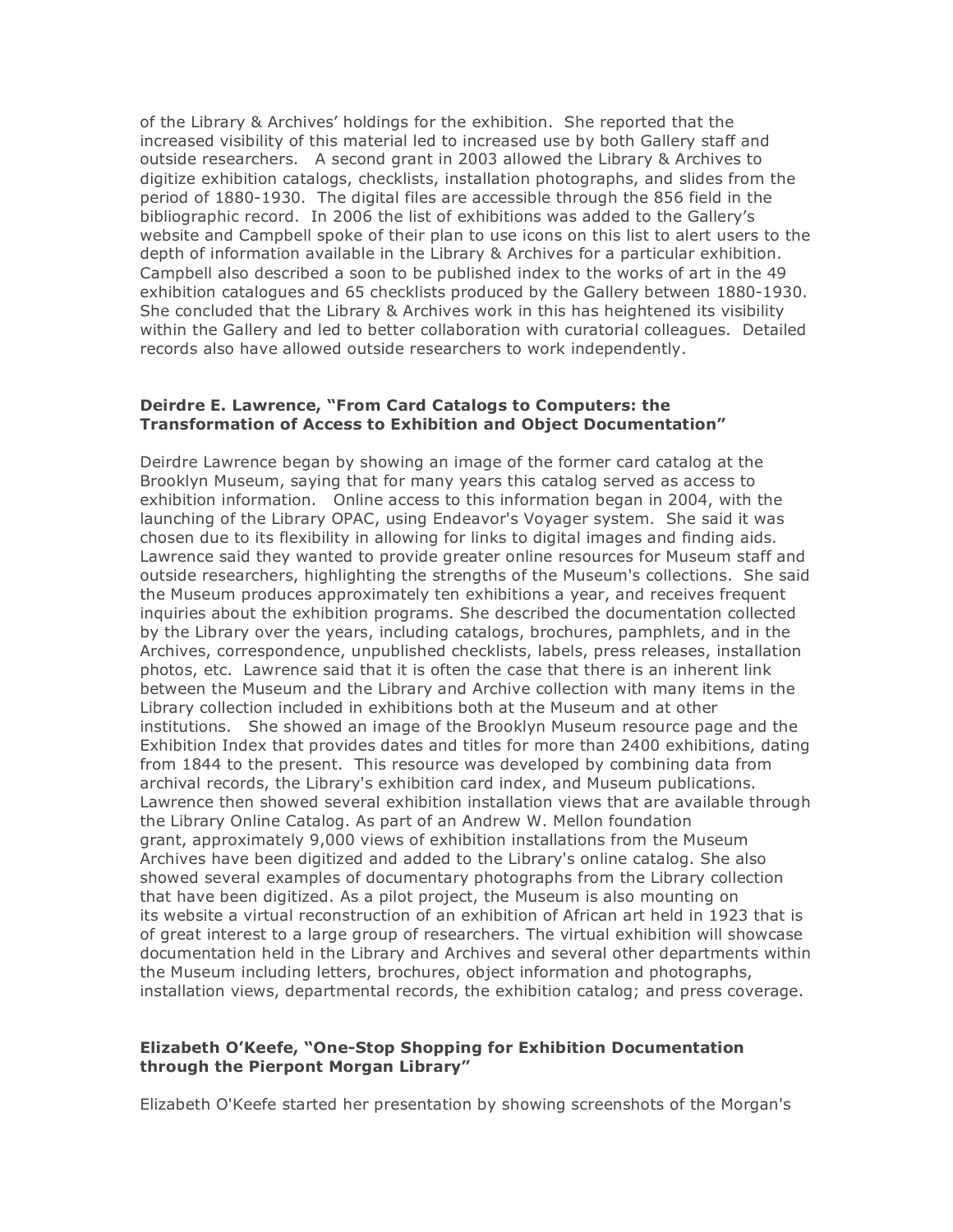of the Library & Archives' holdings for the exhibition. She reported that the increased visibility of this material led to increased use by both Gallery staff and outside researchers. A second grant in 2003 allowed the Library & Archives to digitize exhibition catalogs, checklists, installation photographs, and slides from the period of 1880-1930. The digital files are accessible through the 856 field in the bibliographic record. In 2006 the list of exhibitions was added to the Gallery's website and Campbell spoke of their plan to use icons on this list to alert users to the depth of information available in the Library & Archives for a particular exhibition. Campbell also described a soon to be published index to the works of art in the 49 exhibition catalogues and 65 checklists produced by the Gallery between 1880-1930. She concluded that the Library & Archives work in this has heightened its visibility within the Gallery and led to better collaboration with curatorial colleagues. Detailed records also have allowed outside researchers to work independently.

**Deirdre E. Lawrence, "From Card Catalogs to Computers: the Transformation of Access to Exhibition and Object Documentation"**

Deirdre Lawrence began by showing an image of the former card catalog at the Brooklyn Museum, saying that for many years this catalog served as access to exhibition information. Online access to this information began in 2004, with the launching of the Library OPAC, using Endeavor's Voyager system. She said it was chosen due to its flexibility in allowing for links to digital images and finding aids. Lawrence said they wanted to provide greater online resources for Museum staff and outside researchers, highlighting the strengths of the Museum's collections. She said the Museum produces approximately ten exhibitions a year, and receives frequent inquiries about the exhibition programs. She described the documentation collected by the Library over the years, including catalogs, brochures, pamphlets, and in the Archives, correspondence, unpublished checklists, labels, press releases, installation photos, etc. Lawrence said that it is often the case that there is an inherent link between the Museum and the Library and Archive collection with many items in the Library collection included in exhibitions both at the Museum and at other institutions. She showed an image of the Brooklyn Museum resource page and the Exhibition Index that provides dates and titles for more than 2400 exhibitions, dating from 1844 to the present. This resource was developed by combining data from archival records, the Library's exhibition card index, and Museum publications. Lawrence then showed several exhibition installation views that are available through the Library Online Catalog. As part of an Andrew W. Mellon foundation grant, approximately 9,000 views of exhibition installations from the Museum Archives have been digitized and added to the Library's online catalog. She also showed several examples of documentary photographs from the Library collection that have been digitized. As a pilot project, the Museum is also mounting on its website a virtual reconstruction of an exhibition of African art held in 1923 that is of great interest to a large group of researchers. The virtual exhibition will showcase documentation held in the Library and Archives and several other departments within the Museum including letters, brochures, object information and photographs, installation views, departmental records, the exhibition catalog; and press coverage.

**Elizabeth O'Keefe, "One-Stop Shopping for Exhibition Documentation through the Pierpont Morgan Library"**

Elizabeth O'Keefe started her presentation by showing screenshots of the Morgan's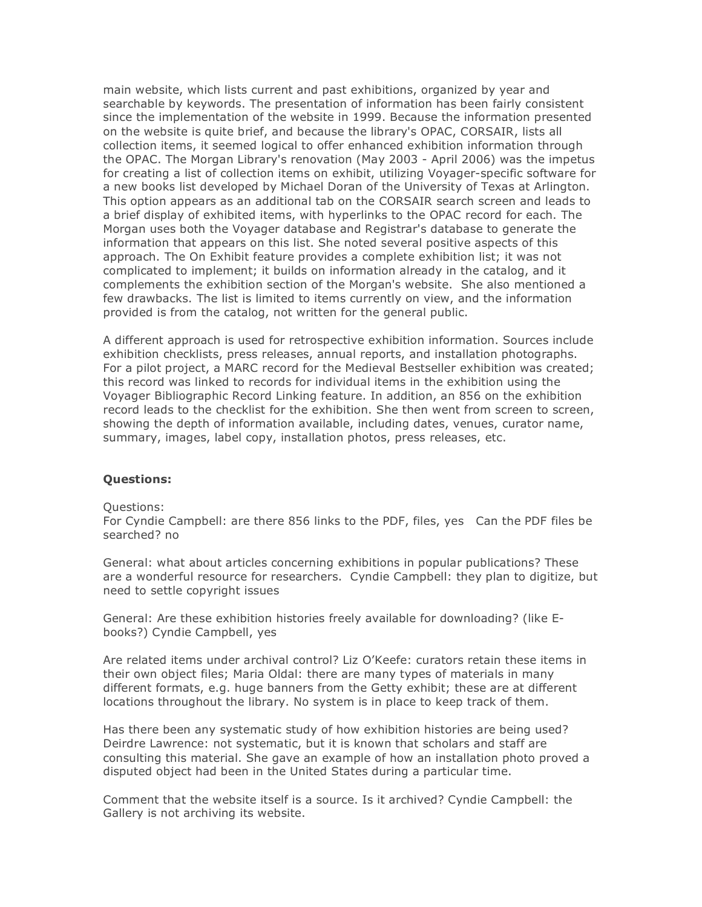main website, which lists current and past exhibitions, organized by year and searchable by keywords. The presentation of information has been fairly consistent since the implementation of the website in 1999. Because the information presented on the website is quite brief, and because the library's OPAC, CORSAIR, lists all collection items, it seemed logical to offer enhanced exhibition information through the OPAC. The Morgan Library's renovation (May 2003 - April 2006) was the impetus for creating a list of collection items on exhibit, utilizing Voyager-specific software for a new books list developed by Michael Doran of the University of Texas at Arlington. This option appears as an additional tab on the CORSAIR search screen and leads to a brief display of exhibited items, with hyperlinks to the OPAC record for each. The Morgan uses both the Voyager database and Registrar's database to generate the information that appears on this list. She noted several positive aspects of this approach. The On Exhibit feature provides a complete exhibition list; it was not complicated to implement; it builds on information already in the catalog, and it complements the exhibition section of the Morgan's website. She also mentioned a few drawbacks. The list is limited to items currently on view, and the information provided is from the catalog, not written for the general public.

A different approach is used for retrospective exhibition information. Sources include exhibition checklists, press releases, annual reports, and installation photographs. For a pilot project, a MARC record for the Medieval Bestseller exhibition was created; this record was linked to records for individual items in the exhibition using the Voyager Bibliographic Record Linking feature. In addition, an 856 on the exhibition record leads to the checklist for the exhibition. She then went from screen to screen, showing the depth of information available, including dates, venues, curator name, summary, images, label copy, installation photos, press releases, etc.

**Questions:**

Questions:
For Cyndie Campbell: are there 856 links to the PDF, files, yes Can the PDF files be searched? no

General: what about articles concerning exhibitions in popular publications? These are a wonderful resource for researchers. Cyndie Campbell: they plan to digitize, but need to settle copyright issues

General: Are these exhibition histories freely available for downloading? (like E-books?) Cyndie Campbell, yes

Are related items under archival control? Liz O'Keefe: curators retain these items in their own object files; Maria Oldal: there are many types of materials in many different formats, e.g. huge banners from the Getty exhibit; these are at different locations throughout the library. No system is in place to keep track of them.

Has there been any systematic study of how exhibition histories are being used? Deirdre Lawrence: not systematic, but it is known that scholars and staff are consulting this material. She gave an example of how an installation photo proved a disputed object had been in the United States during a particular time.

Comment that the website itself is a source. Is it archived? Cyndie Campbell: the Gallery is not archiving its website.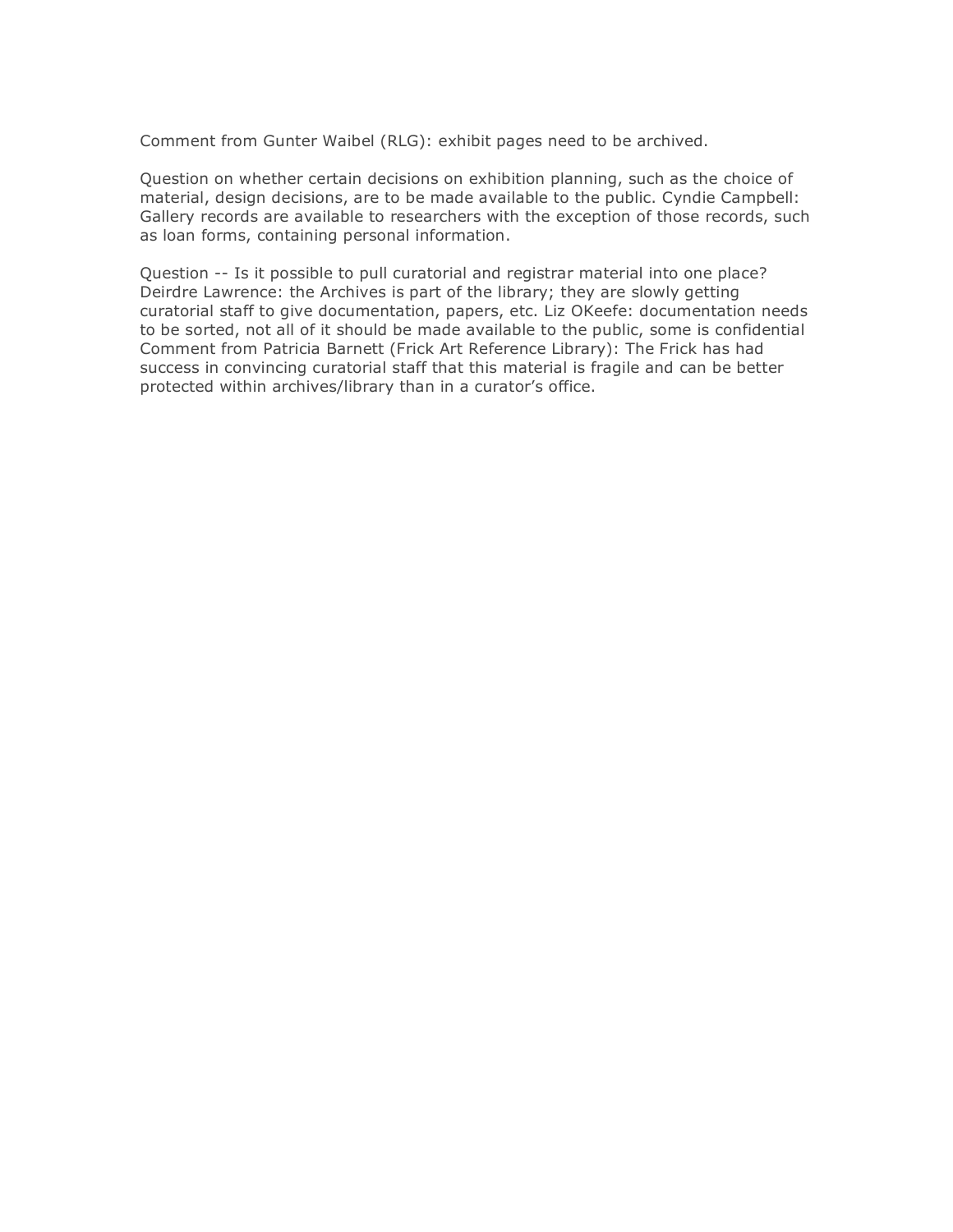Comment from Gunter Waibel (RLG): exhibit pages need to be archived.

Question on whether certain decisions on exhibition planning, such as the choice of material, design decisions, are to be made available to the public. Cyndie Campbell: Gallery records are available to researchers with the exception of those records, such as loan forms, containing personal information.

Question -- Is it possible to pull curatorial and registrar material into one place? Deirdre Lawrence: the Archives is part of the library; they are slowly getting curatorial staff to give documentation, papers, etc. Liz OKeefe: documentation needs to be sorted, not all of it should be made available to the public, some is confidential Comment from Patricia Barnett (Frick Art Reference Library): The Frick has had success in convincing curatorial staff that this material is fragile and can be better protected within archives/library than in a curator's office.